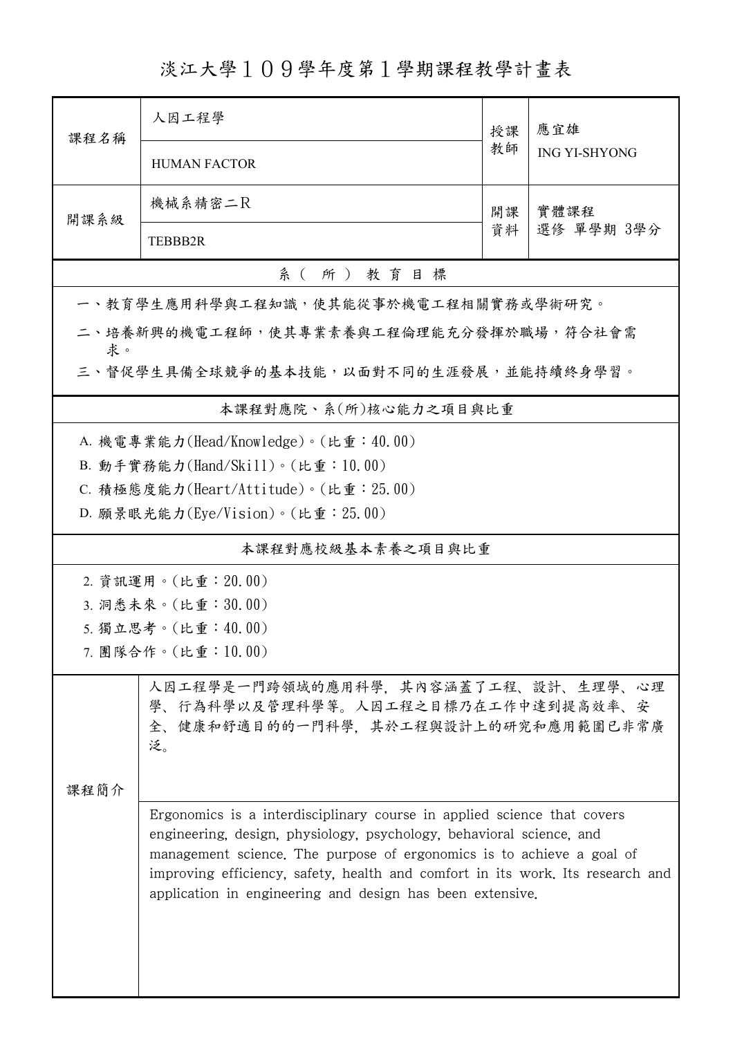# 淡江大學１０９學年度第１學期課程教學計畫表

| 課程名稱 | 人因工程學<br>HUMAN FACTOR | 授課教師 | 應宜雄<br>ING YI-SHYONG |
|---|---|---|---|
| 開課系級 | 機械系精密二R<br>TEBBB2R | 開課資料 | 實體課程<br>選修 單學期 3學分 |

## 系（所）教育目標

一、教育學生應用科學與工程知識，使其能從事於機電工程相關實務或學術研究。

二、培養新興的機電工程師，使其專業素養與工程倫理能充分發揮於職場，符合社會需求。

三、督促學生具備全球競爭的基本技能，以面對不同的生涯發展，並能持續終身學習。

## 本課程對應院、系(所)核心能力之項目與比重

A. 機電專業能力(Head/Knowledge)。(比重：40.00)

B. 動手實務能力(Hand/Skill)。(比重：10.00)

C. 積極態度能力(Heart/Attitude)。(比重：25.00)

D. 願景眼光能力(Eye/Vision)。(比重：25.00)

## 本課程對應校級基本素養之項目與比重

2. 資訊運用。(比重：20.00)

3. 洞悉未來。(比重：30.00)

5. 獨立思考。(比重：40.00)

7. 團隊合作。(比重：10.00)

## 課程簡介

人因工程學是一門跨領域的應用科學，其內容涵蓋了工程、設計、生理學、心理學、行為科學以及管理科學等。人因工程之目標乃在工作中達到提高效率、安全、健康和舒適目的的一門科學，其於工程與設計上的研究和應用範圍已非常廣泛。

Ergonomics is a interdisciplinary course in applied science that covers engineering, design, physiology, psychology, behavioral science, and management science. The purpose of ergonomics is to achieve a goal of improving efficiency, safety, health and comfort in its work. Its research and application in engineering and design has been extensive.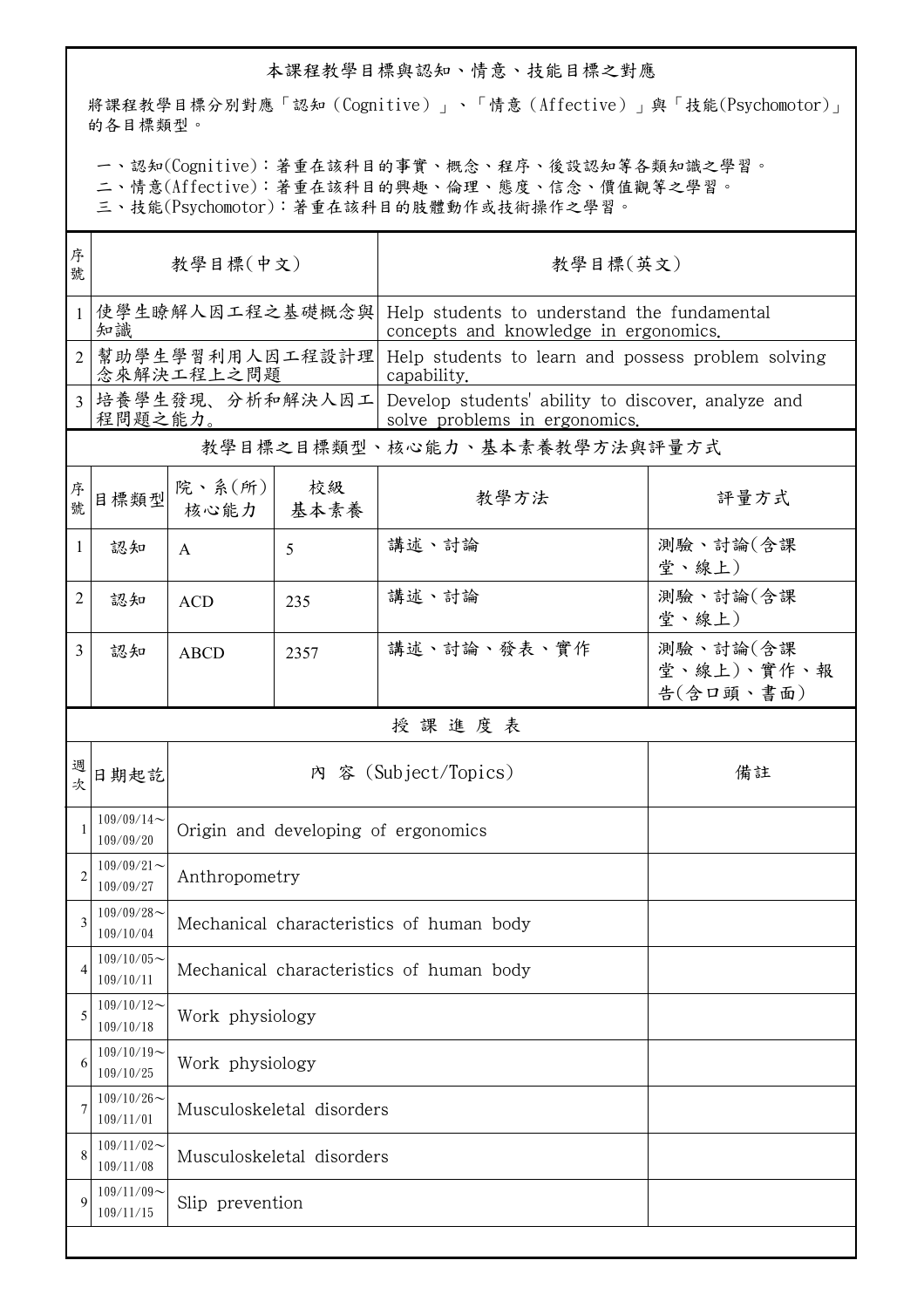## 本課程教學目標與認知、情意、技能目標之對應

將課程教學目標分別對應「認知（Cognitive）」、「情意（Affective）」與「技能(Psychomotor)」的各目標類型。

一、認知(Cognitive)：著重在該科目的事實、概念、程序、後設認知等各類知識之學習。
二、情意(Affective)：著重在該科目的興趣、倫理、態度、信念、價值觀等之學習。
三、技能(Psychomotor)：著重在該科目的肢體動作或技術操作之學習。

| 序號 | 教學目標(中文) | 教學目標(英文) |
|---|---|---|
| 1 | 使學生瞭解人因工程之基礎概念與知識 | Help students to understand the fundamental concepts and knowledge in ergonomics. |
| 2 | 幫助學生學習利用人因工程設計理念來解決工程上之問題 | Help students to learn and possess problem solving capability. |
| 3 | 培養學生發現、分析和解決人因工程問題之能力。 | Develop students' ability to discover, analyze and solve problems in ergonomics. |

## 教學目標之目標類型、核心能力、基本素養教學方法與評量方式

| 序號 | 目標類型 | 院、系(所)核心能力 | 校級基本素養 | 教學方法 | 評量方式 |
|---|---|---|---|---|---|
| 1 | 認知 | A | 5 | 講述、討論 | 測驗、討論(含課堂、線上) |
| 2 | 認知 | ACD | 235 | 講述、討論 | 測驗、討論(含課堂、線上) |
| 3 | 認知 | ABCD | 2357 | 講述、討論、發表、實作 | 測驗、討論(含課堂、線上)、實作、報告(含口頭、書面) |

## 授課進度表

| 週次 | 日期起訖 | 內 容 (Subject/Topics) | 備註 |
|---|---|---|---|
| 1 | 109/09/14～109/09/20 | Origin and developing of ergonomics | |
| 2 | 109/09/21～109/09/27 | Anthropometry | |
| 3 | 109/09/28～109/10/04 | Mechanical characteristics of human body | |
| 4 | 109/10/05～109/10/11 | Mechanical characteristics of human body | |
| 5 | 109/10/12～109/10/18 | Work physiology | |
| 6 | 109/10/19～109/10/25 | Work physiology | |
| 7 | 109/10/26～109/11/01 | Musculoskeletal disorders | |
| 8 | 109/11/02～109/11/08 | Musculoskeletal disorders | |
| 9 | 109/11/09～109/11/15 | Slip prevention | |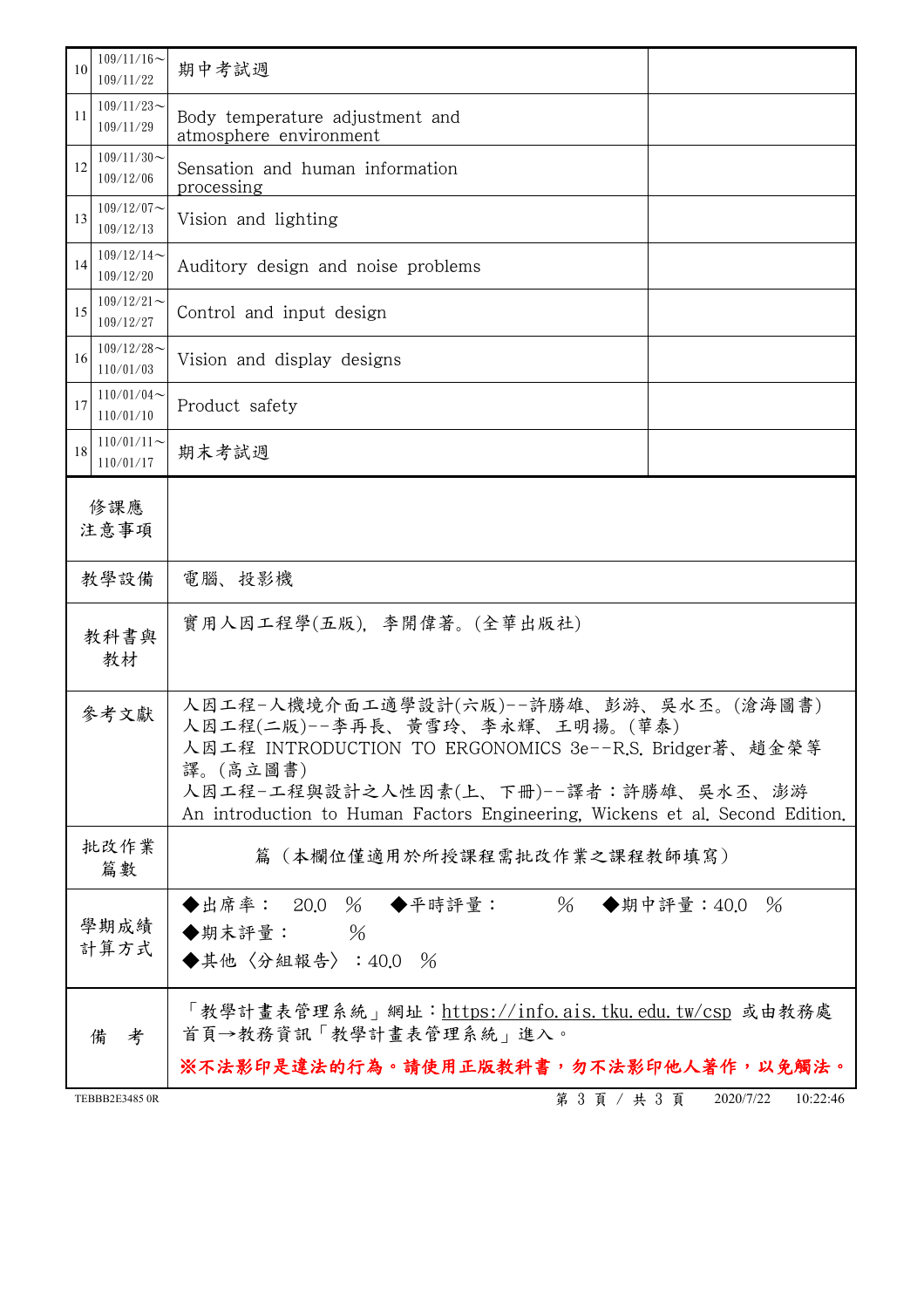| | | | |
|---|---|---|---|
| 10 | 109/11/16～<br>109/11/22 | 期中考試週 | |
| 11 | 109/11/23～<br>109/11/29 | Body temperature adjustment and atmosphere environment | |
| 12 | 109/11/30～<br>109/12/06 | Sensation and human information processing | |
| 13 | 109/12/07～<br>109/12/13 | Vision and lighting | |
| 14 | 109/12/14～<br>109/12/20 | Auditory design and noise problems | |
| 15 | 109/12/21～<br>109/12/27 | Control and input design | |
| 16 | 109/12/28～<br>110/01/03 | Vision and display designs | |
| 17 | 110/01/04～<br>110/01/10 | Product safety | |
| 18 | 110/01/11～<br>110/01/17 | 期末考試週 | |

| | |
|---|---|
| 修課應注意事項 | |
| 教學設備 | 電腦、投影機 |
| 教科書與教材 | 實用人因工程學(五版), 李開偉著。(全華出版社) |
| 參考文獻 | 人因工程-人機境介面工適學設計(六版)--許勝雄、彭游、吳水丕。(滄海圖書)<br>人因工程(二版)--李再長、黃雪玲、李永輝、王明揚。(華泰)<br>人因工程 INTRODUCTION TO ERGONOMICS 3e--R.S. Bridger著、趙金榮等譯。(高立圖書)<br>人因工程-工程與設計之人性因素(上、下冊)--譯者：許勝雄、吳水丕、澎游<br>An introduction to Human Factors Engineering, Wickens et al. Second Edition. |
| 批改作業篇數 | 篇（本欄位僅適用於所授課程需批改作業之課程教師填寫） |
| 學期成績計算方式 | ◆出席率： 20.0 ％ ◆平時評量： ％ ◆期中評量：40.0 ％<br>◆期末評量： ％<br>◆其他〈分組報告〉：40.0 ％ |
| 備　考 | 「教學計畫表管理系統」網址：https://info.ais.tku.edu.tw/csp 或由教務處首頁→教務資訊「教學計畫表管理系統」進入。<br>**※不法影印是違法的行為。請使用正版教科書，勿不法影印他人著作，以免觸法。** |

TEBBB2E3485 0R　2020/7/22 10:22:46